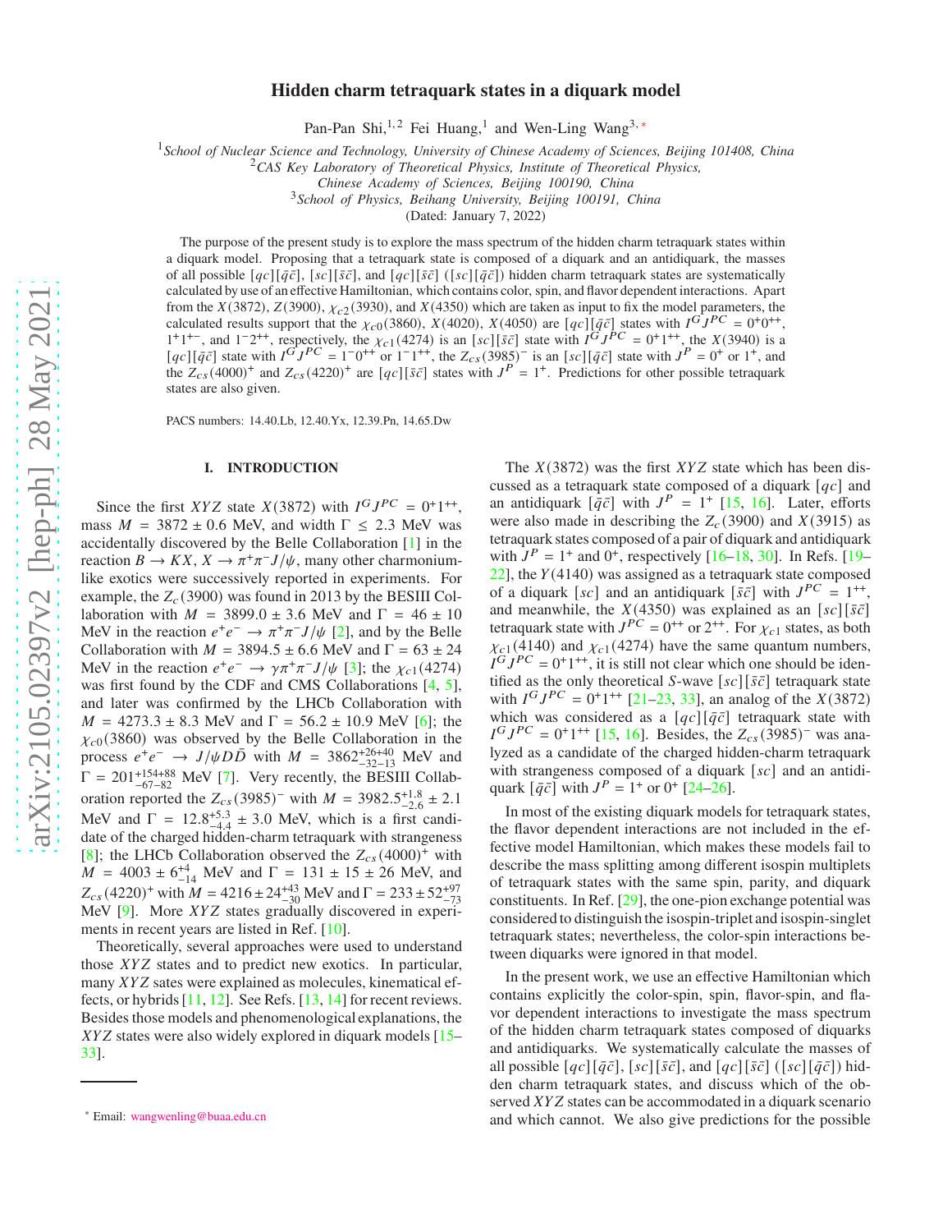# Hidden charm tetraquark states in a diquark model

Pan-Pan Shi,[1,2] Fei Huang,[1] and Wen-Ling Wang[3,*]

[1]*School of Nuclear Science and Technology, University of Chinese Academy of Sciences, Beijing 101408, China*
[2]*CAS Key Laboratory of Theoretical Physics, Institute of Theoretical Physics, Chinese Academy of Sciences, Beijing 100190, China*
[3]*School of Physics, Beihang University, Beijing 100191, China*

(Dated: January 7, 2022)

The purpose of the present study is to explore the mass spectrum of the hidden charm tetraquark states within a diquark model. Proposing that a tetraquark state is composed of a diquark and an antidiquark, the masses of all possible $[qc][\bar{q}\bar{c}]$, $[sc][\bar{s}\bar{c}]$, and $[qc][\bar{s}\bar{c}]$ ($[sc][\bar{q}\bar{c}]$) hidden charm tetraquark states are systematically calculated by use of an effective Hamiltonian, which contains color, spin, and flavor dependent interactions. Apart from the $X(3872)$, $Z(3900)$, $\chi_{c2}(3930)$, and $X(4350)$ which are taken as input to fix the model parameters, the calculated results support that the $\chi_{c0}(3860)$, $X(4020)$, $X(4050)$ are $[qc][\bar{q}\bar{c}]$ states with $I^G J^{PC} = 0^+0^{++}$, $1^+1^{+-}$, and $1^-2^{++}$, respectively, the $\chi_{c1}(4274)$ is an $[sc][\bar{s}\bar{c}]$ state with $I^G J^{PC} = 0^+1^{++}$, the $X(3940)$ is a $[qc][\bar{q}\bar{c}]$ state with $I^G J^{PC} = 1^-0^{++}$ or $1^-1^{++}$, the $Z_{cs}(3985)^-$ is an $[sc][\bar{q}\bar{c}]$ state with $J^P = 0^+$ or $1^+$, and the $Z_{cs}(4000)^+$ and $Z_{cs}(4220)^+$ are $[qc][\bar{s}\bar{c}]$ states with $J^P = 1^+$. Predictions for other possible tetraquark states are also given.

PACS numbers: 14.40.Lb, 12.40.Yx, 12.39.Pn, 14.65.Dw

## I. INTRODUCTION

Since the first $XYZ$ state $X(3872)$ with $I^G J^{PC} = 0^+1^{++}$, mass $M = 3872 \pm 0.6$ MeV, and width $\Gamma \leq 2.3$ MeV was accidentally discovered by the Belle Collaboration [1] in the reaction $B \to KX$, $X \to \pi^+\pi^- J/\psi$, many other charmonium-like exotics were successively reported in experiments. For example, the $Z_c(3900)$ was found in 2013 by the BESIII Collaboration with $M = 3899.0 \pm 3.6$ MeV and $\Gamma = 46 \pm 10$ MeV in the reaction $e^+e^- \to \pi^+\pi^- J/\psi$ [2], and by the Belle Collaboration with $M = 3894.5 \pm 6.6$ MeV and $\Gamma = 63 \pm 24$ MeV in the reaction $e^+e^- \to \gamma\pi^+\pi^- J/\psi$ [3]; the $\chi_{c1}(4274)$ was first found by the CDF and CMS Collaborations [4, 5], and later was confirmed by the LHCb Collaboration with $M = 4273.3 \pm 8.3$ MeV and $\Gamma = 56.2 \pm 10.9$ MeV [6]; the $\chi_{c0}(3860)$ was observed by the Belle Collaboration in the process $e^+e^- \to J/\psi D\bar{D}$ with $M = 3862^{+26+40}_{-32-13}$ MeV and $\Gamma = 201^{+154+88}_{-67-82}$ MeV [7]. Very recently, the BESIII Collaboration reported the $Z_{cs}(3985)^-$ with $M = 3982.5^{+1.8}_{-2.6} \pm 2.1$ MeV and $\Gamma = 12.8^{+5.3}_{-4.4} \pm 3.0$ MeV, which is a first candidate of the charged hidden-charm tetraquark with strangeness [8]; the LHCb Collaboration observed the $Z_{cs}(4000)^+$ with $M = 4003 \pm 6^{+4}_{-14}$ MeV and $\Gamma = 131 \pm 15 \pm 26$ MeV, and $Z_{cs}(4220)^+$ with $M = 4216 \pm 24^{+43}_{-30}$ MeV and $\Gamma = 233 \pm 52^{+97}_{-73}$ MeV [9]. More $XYZ$ states gradually discovered in experiments in recent years are listed in Ref. [10].

Theoretically, several approaches were used to understand those $XYZ$ states and to predict new exotics. In particular, many $XYZ$ sates were explained as molecules, kinematical effects, or hybrids [11, 12]. See Refs. [13, 14] for recent reviews. Besides those models and phenomenological explanations, the $XYZ$ states were also widely explored in diquark models [15–33].

The $X(3872)$ was the first $XYZ$ state which has been discussed as a tetraquark state composed of a diquark $[qc]$ and an antidiquark $[\bar{q}\bar{c}]$ with $J^P = 1^+$ [15, 16]. Later, efforts were also made in describing the $Z_c(3900)$ and $X(3915)$ as tetraquark states composed of a pair of diquark and antidiquark with $J^P = 1^+$ and $0^+$, respectively [16–18, 30]. In Refs. [19–22], the $Y(4140)$ was assigned as a tetraquark state composed of a diquark $[sc]$ and an antidiquark $[\bar{s}\bar{c}]$ with $J^{PC} = 1^{++}$, and meanwhile, the $X(4350)$ was explained as an $[sc][\bar{s}\bar{c}]$ tetraquark state with $J^{PC} = 0^{++}$ or $2^{++}$. For $\chi_{c1}$ states, as both $\chi_{c1}(4140)$ and $\chi_{c1}(4274)$ have the same quantum numbers, $I^G J^{PC} = 0^+1^{++}$, it is still not clear which one should be identified as the only theoretical $S$-wave $[sc][\bar{s}\bar{c}]$ tetraquark state with $I^G J^{PC} = 0^+1^{++}$ [21–23, 33], an analog of the $X(3872)$ which was considered as a $[qc][\bar{q}\bar{c}]$ tetraquark state with $I^G J^{PC} = 0^+1^{++}$ [15, 16]. Besides, the $Z_{cs}(3985)^-$ was analyzed as a candidate of the charged hidden-charm tetraquark with strangeness composed of a diquark $[sc]$ and an antidiquark $[\bar{q}\bar{c}]$ with $J^P = 1^+$ or $0^+$ [24–26].

In most of the existing diquark models for tetraquark states, the flavor dependent interactions are not included in the effective model Hamiltonian, which makes these models fail to describe the mass splitting among different isospin multiplets of tetraquark states with the same spin, parity, and diquark constituents. In Ref. [29], the one-pion exchange potential was considered to distinguish the isospin-triplet and isospin-singlet tetraquark states; nevertheless, the color-spin interactions between diquarks were ignored in that model.

In the present work, we use an effective Hamiltonian which contains explicitly the color-spin, spin, flavor-spin, and flavor dependent interactions to investigate the mass spectrum of the hidden charm tetraquark states composed of diquarks and antidiquarks. We systematically calculate the masses of all possible $[qc][\bar{q}\bar{c}]$, $[sc][\bar{s}\bar{c}]$, and $[qc][\bar{s}\bar{c}]$ ($[sc][\bar{q}\bar{c}]$) hidden charm tetraquark states, and discuss which of the observed $XYZ$ states can be accommodated in a diquark scenario and which cannot. We also give predictions for the possible

* Email: wangwenling@buaa.edu.cn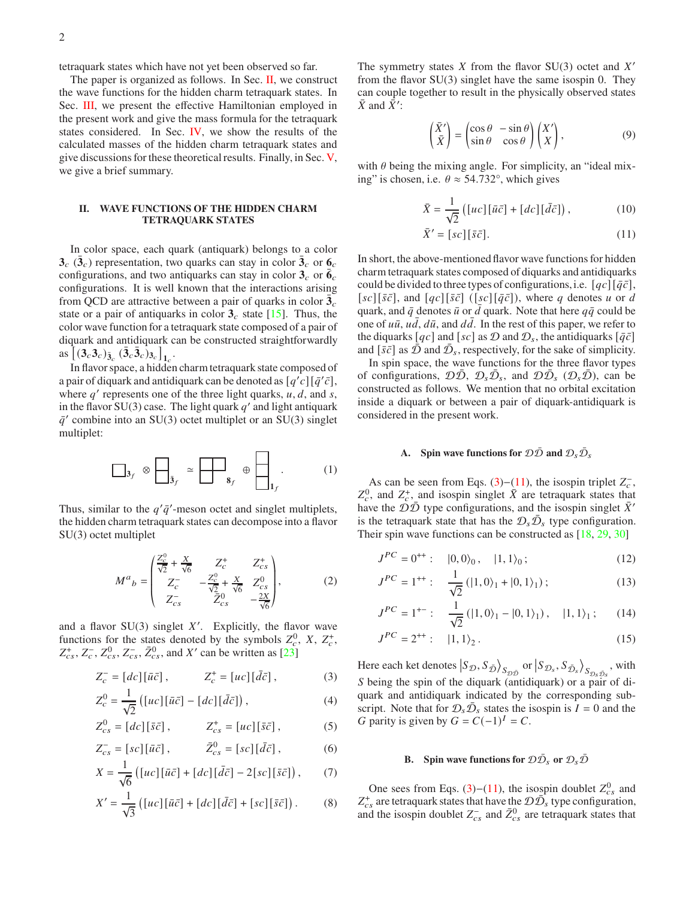tetraquark states which have not yet been observed so far.

The paper is organized as follows. In Sec. II, we construct the wave functions for the hidden charm tetraquark states. In Sec. III, we present the effective Hamiltonian employed in the present work and give the mass formula for the tetraquark states considered. In Sec. IV, we show the results of the calculated masses of the hidden charm tetraquark states and give discussions for these theoretical results. Finally, in Sec. V, we give a brief summary.

## II. WAVE FUNCTIONS OF THE HIDDEN CHARM TETRAQUARK STATES

In color space, each quark (antiquark) belongs to a color $\mathbf{3}_c$ ($\bar{\mathbf{3}}_c$) representation, two quarks can stay in color $\bar{\mathbf{3}}_c$ or $\mathbf{6}_c$ configurations, and two antiquarks can stay in color $\mathbf{3}_c$ or $\bar{\mathbf{6}}_c$ configurations. It is well known that the interactions arising from QCD are attractive between a pair of quarks in color $\bar{\mathbf{3}}_c$ state or a pair of antiquarks in color $\mathbf{3}_c$ state [15]. Thus, the color wave function for a tetraquark state composed of a pair of diquark and antidiquark can be constructed straightforwardly as $\left[(\mathbf{3}_c\mathbf{3}_c)_{\bar{\mathbf{3}}_c}(\bar{\mathbf{3}}_c\bar{\mathbf{3}}_c)_{\mathbf{3}_c}\right]_{\mathbf{1}_c}$.

In flavor space, a hidden charm tetraquark state composed of a pair of diquark and antidiquark can be denoted as $[q'c][\bar{q}'\bar{c}]$, where $q'$ represents one of the three light quarks, $u$, $d$, and $s$, in the flavor SU(3) case. The light quark $q'$ and light antiquark $\bar{q}'$ combine into an SU(3) octet multiplet or an SU(3) singlet multiplet:

$$\square_{\mathbf{3}_f} \otimes \begin{array}{|c|}\hline \\ \hline \\ \hline\end{array}_{\bar{\mathbf{3}}_f} \simeq \begin{array}{|c|c|}\hline & \\ \hline \\ \cline{1-1}\end{array}_{\mathbf{8}_f} \oplus \begin{array}{|c|}\hline \\ \hline \\ \hline \\ \hline\end{array}_{\mathbf{1}_f}. \tag{1}$$

Thus, similar to the $q'\bar{q}'$-meson octet and singlet multiplets, the hidden charm tetraquark states can decompose into a flavor SU(3) octet multiplet

$$M^a{}_b = \begin{pmatrix} \frac{Z_c^0}{\sqrt{2}} + \frac{X}{\sqrt{6}} & Z_c^+ & Z_{cs}^+ \\ Z_c^- & -\frac{Z_c^0}{\sqrt{2}} + \frac{X}{\sqrt{6}} & Z_{cs}^0 \\ Z_{cs}^- & \bar{Z}_{cs}^0 & -\frac{2X}{\sqrt{6}} \end{pmatrix}, \tag{2}$$

and a flavor SU(3) singlet $X'$. Explicitly, the flavor wave functions for the states denoted by the symbols $Z_c^0$, $X$, $Z_c^+$, $Z_{cs}^+$, $Z_c^-$, $Z_{cs}^0$, $Z_{cs}^-$, $\bar{Z}_{cs}^0$, and $X'$ can be written as [23]

$$Z_c^- = [dc][\bar{u}\bar{c}], \qquad Z_c^+ = [uc][\bar{d}\bar{c}], \tag{3}$$

$$Z_c^0 = \frac{1}{\sqrt{2}}\left([uc][\bar{u}\bar{c}] - [dc][\bar{d}\bar{c}]\right), \tag{4}$$

$$Z_{cs}^0 = [dc][\bar{s}\bar{c}], \qquad Z_{cs}^+ = [uc][\bar{s}\bar{c}], \tag{5}$$

$$Z_{cs}^- = [sc][\bar{u}\bar{c}], \qquad \bar{Z}_{cs}^0 = [sc][\bar{d}\bar{c}], \tag{6}$$

$$X = \frac{1}{\sqrt{6}}\left([uc][\bar{u}\bar{c}] + [dc][\bar{d}\bar{c}] - 2[sc][\bar{s}\bar{c}]\right), \tag{7}$$

$$X' = \frac{1}{\sqrt{3}}\left([uc][\bar{u}\bar{c}] + [dc][\bar{d}\bar{c}] + [sc][\bar{s}\bar{c}]\right). \tag{8}$$

The symmetry states $X$ from the flavor SU(3) octet and $X'$ from the flavor SU(3) singlet have the same isospin 0. They can couple together to result in the physically observed states $\bar{X}$ and $\bar{X}'$:

$$\begin{pmatrix} \bar{X}' \\ \bar{X} \end{pmatrix} = \begin{pmatrix} \cos\theta & -\sin\theta \\ \sin\theta & \cos\theta \end{pmatrix} \begin{pmatrix} X' \\ X \end{pmatrix}, \tag{9}$$

with $\theta$ being the mixing angle. For simplicity, an "ideal mixing" is chosen, i.e. $\theta \approx 54.732^\circ$, which gives

$$\bar{X} = \frac{1}{\sqrt{2}}\left([uc][\bar{u}\bar{c}] + [dc][\bar{d}\bar{c}]\right), \tag{10}$$

$$\bar{X}' = [sc][\bar{s}\bar{c}]. \tag{11}$$

In short, the above-mentioned flavor wave functions for hidden charm tetraquark states composed of diquarks and antidiquarks could be divided to three types of configurations, i.e. $[qc][\bar{q}\bar{c}]$, $[sc][\bar{s}\bar{c}]$, and $[qc][\bar{s}\bar{c}]$ ($[sc][\bar{q}\bar{c}]$), where $q$ denotes $u$ or $d$ quark, and $\bar{q}$ denotes $\bar{u}$ or $\bar{d}$ quark. Note that here $q\bar{q}$ could be one of $u\bar{u}$, $u\bar{d}$, $d\bar{u}$, and $d\bar{d}$. In the rest of this paper, we refer to the diquarks $[qc]$ and $[sc]$ as $\mathcal{D}$ and $\mathcal{D}_s$, the antidiquarks $[\bar{q}\bar{c}]$ and $[\bar{s}\bar{c}]$ as $\bar{\mathcal{D}}$ and $\bar{\mathcal{D}}_s$, respectively, for the sake of simplicity.

In spin space, the wave functions for the three flavor types of configurations, $\mathcal{D}\bar{\mathcal{D}}$, $\mathcal{D}_s\bar{\mathcal{D}}_s$, and $\mathcal{D}\bar{\mathcal{D}}_s$ ($\mathcal{D}_s\bar{\mathcal{D}}$), can be constructed as follows. We mention that no orbital excitation inside a diquark or between a pair of diquark-antidiquark is considered in the present work.

### A. Spin wave functions for $\mathcal{D}\bar{\mathcal{D}}$ and $\mathcal{D}_s\bar{\mathcal{D}}_s$

As can be seen from Eqs. (3)–(11), the isospin triplet $Z_c^-$, $Z_c^0$, and $Z_c^+$, and isospin singlet $\bar{X}$ are tetraquark states that have the $\mathcal{D}\bar{\mathcal{D}}$ type configurations, and the isospin singlet $\bar{X}'$ is the tetraquark state that has the $\mathcal{D}_s\bar{\mathcal{D}}_s$ type configuration. Their spin wave functions can be constructed as [18, 29, 30]

$$J^{PC} = 0^{++}: \quad |0,0\rangle_0, \quad |1,1\rangle_0; \tag{12}$$

$$J^{PC} = 1^{++}: \quad \frac{1}{\sqrt{2}}\left(|1,0\rangle_1 + |0,1\rangle_1\right); \tag{13}$$

$$J^{PC} = 1^{+-}: \quad \frac{1}{\sqrt{2}}\left(|1,0\rangle_1 - |0,1\rangle_1\right), \quad |1,1\rangle_1; \tag{14}$$

$$J^{PC} = 2^{++}: \quad |1,1\rangle_2. \tag{15}$$

Here each ket denotes $\left|S_{\mathcal{D}}, S_{\bar{\mathcal{D}}}\right\rangle_{S_{\mathcal{D}\bar{\mathcal{D}}}}$ or $\left|S_{\mathcal{D}_s}, S_{\bar{\mathcal{D}}_s}\right\rangle_{S_{\mathcal{D}_s\bar{\mathcal{D}}_s}}$, with $S$ being the spin of the diquark (antidiquark) or a pair of diquark and antidiquark indicated by the corresponding subscript. Note that for $\mathcal{D}_s\bar{\mathcal{D}}_s$ states the isospin is $I = 0$ and the $G$ parity is given by $G = C(-1)^I = C$.

### B. Spin wave functions for $\mathcal{D}\bar{\mathcal{D}}_s$ or $\mathcal{D}_s\bar{\mathcal{D}}$

One sees from Eqs. (3)–(11), the isospin doublet $Z_{cs}^0$ and $Z_{cs}^+$ are tetraquark states that have the $\mathcal{D}\bar{\mathcal{D}}_s$ type configuration, and the isospin doublet $Z_{cs}^-$ and $\bar{Z}_{cs}^0$ are tetraquark states that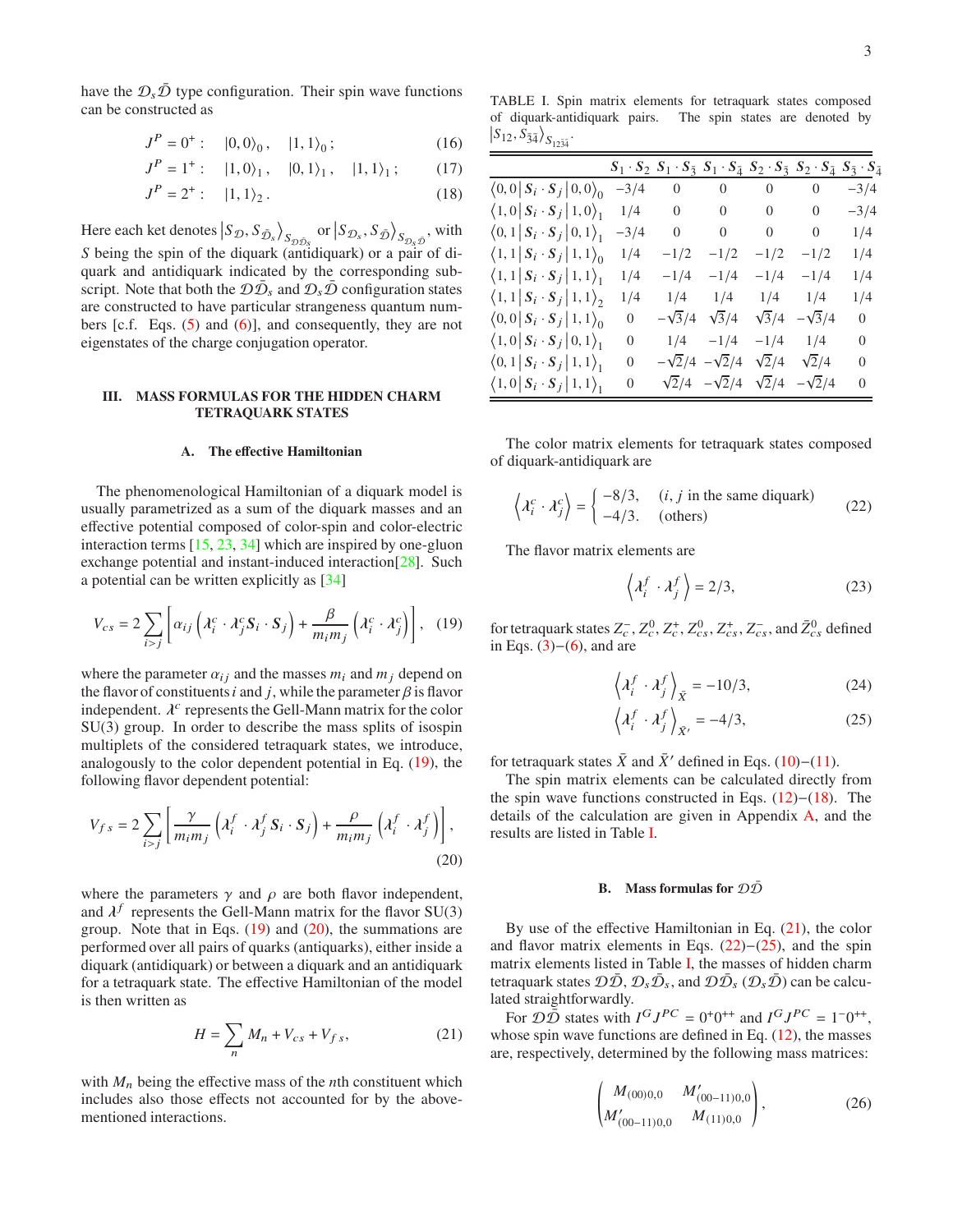have the $\mathcal{D}_s\bar{\mathcal{D}}$ type configuration. Their spin wave functions can be constructed as

$$J^P = 0^+: \quad |0,0\rangle_0, \quad |1,1\rangle_0; \tag{16}$$

$$J^P = 1^+: \quad |1,0\rangle_1, \quad |0,1\rangle_1, \quad |1,1\rangle_1; \tag{17}$$

$$J^P = 2^+: \quad |1,1\rangle_2. \tag{18}$$

Here each ket denotes $\left|S_{\mathcal{D}}, S_{\bar{\mathcal{D}}_s}\right\rangle_{S_{\mathcal{D}\bar{\mathcal{D}}_s}}$ or $\left|S_{\mathcal{D}_s}, S_{\bar{\mathcal{D}}}\right\rangle_{S_{\mathcal{D}_s\bar{\mathcal{D}}}}$, with $S$ being the spin of the diquark (antidiquark) or a pair of diquark and antidiquark indicated by the corresponding subscript. Note that both the $\mathcal{D}\bar{\mathcal{D}}_s$ and $\mathcal{D}_s\bar{\mathcal{D}}$ configuration states are constructed to have particular strangeness quantum numbers [c.f. Eqs. (5) and (6)], and consequently, they are not eigenstates of the charge conjugation operator.

## III. MASS FORMULAS FOR THE HIDDEN CHARM TETRAQUARK STATES

### A. The effective Hamiltonian

The phenomenological Hamiltonian of a diquark model is usually parametrized as a sum of the diquark masses and an effective potential composed of color-spin and color-electric interaction terms [15, 23, 34] which are inspired by one-gluon exchange potential and instant-induced interaction[28]. Such a potential can be written explicitly as [34]

$$V_{cs} = 2\sum_{i>j}\left[\alpha_{ij}\left(\lambda^c_i \cdot \lambda^c_j \boldsymbol{S}_i \cdot \boldsymbol{S}_j\right) + \frac{\beta}{m_i m_j}\left(\lambda^c_i \cdot \lambda^c_j\right)\right], \tag{19}$$

where the parameter $\alpha_{ij}$ and the masses $m_i$ and $m_j$ depend on the flavor of constituents $i$ and $j$, while the parameter $\beta$ is flavor independent. $\lambda^c$ represents the Gell-Mann matrix for the color SU(3) group. In order to describe the mass splits of isospin multiplets of the considered tetraquark states, we introduce, analogously to the color dependent potential in Eq. (19), the following flavor dependent potential:

$$V_{fs} = 2\sum_{i>j}\left[\frac{\gamma}{m_i m_j}\left(\lambda^f_i \cdot \lambda^f_j \boldsymbol{S}_i \cdot \boldsymbol{S}_j\right) + \frac{\rho}{m_i m_j}\left(\lambda^f_i \cdot \lambda^f_j\right)\right], \tag{20}$$

where the parameters $\gamma$ and $\rho$ are both flavor independent, and $\lambda^f$ represents the Gell-Mann matrix for the flavor SU(3) group. Note that in Eqs. (19) and (20), the summations are performed over all pairs of quarks (antiquarks), either inside a diquark (antidiquark) or between a diquark and an antidiquark for a tetraquark state. The effective Hamiltonian of the model is then written as

$$H = \sum_n M_n + V_{cs} + V_{fs}, \tag{21}$$

with $M_n$ being the effective mass of the $n$th constituent which includes also those effects not accounted for by the above-mentioned interactions.

TABLE I. Spin matrix elements for tetraquark states composed of diquark-antidiquark pairs. The spin states are denoted by $\left|S_{12}, S_{\bar{3}\bar{4}}\right\rangle_{S_{12\bar{3}\bar{4}}}$.

| | $\boldsymbol{S}_1\cdot\boldsymbol{S}_2$ | $\boldsymbol{S}_1\cdot\boldsymbol{S}_{\bar{3}}$ | $\boldsymbol{S}_1\cdot\boldsymbol{S}_{\bar{4}}$ | $\boldsymbol{S}_2\cdot\boldsymbol{S}_{\bar{3}}$ | $\boldsymbol{S}_2\cdot\boldsymbol{S}_{\bar{4}}$ | $\boldsymbol{S}_{\bar{3}}\cdot\boldsymbol{S}_{\bar{4}}$ |
|---|---|---|---|---|---|---|
| $\langle 0,0 \| \boldsymbol{S}_i\cdot\boldsymbol{S}_j \| 0,0\rangle_0$ | $-3/4$ | 0 | 0 | 0 | 0 | $-3/4$ |
| $\langle 1,0 \| \boldsymbol{S}_i\cdot\boldsymbol{S}_j \| 1,0\rangle_1$ | $1/4$ | 0 | 0 | 0 | 0 | $-3/4$ |
| $\langle 0,1 \| \boldsymbol{S}_i\cdot\boldsymbol{S}_j \| 0,1\rangle_1$ | $-3/4$ | 0 | 0 | 0 | 0 | $1/4$ |
| $\langle 1,1 \| \boldsymbol{S}_i\cdot\boldsymbol{S}_j \| 1,1\rangle_0$ | $1/4$ | $-1/2$ | $-1/2$ | $-1/2$ | $-1/2$ | $1/4$ |
| $\langle 1,1 \| \boldsymbol{S}_i\cdot\boldsymbol{S}_j \| 1,1\rangle_1$ | $1/4$ | $-1/4$ | $-1/4$ | $-1/4$ | $-1/4$ | $1/4$ |
| $\langle 1,1 \| \boldsymbol{S}_i\cdot\boldsymbol{S}_j \| 1,1\rangle_2$ | $1/4$ | $1/4$ | $1/4$ | $1/4$ | $1/4$ | $1/4$ |
| $\langle 0,0 \| \boldsymbol{S}_i\cdot\boldsymbol{S}_j \| 1,1\rangle_0$ | 0 | $-\sqrt{3}/4$ | $\sqrt{3}/4$ | $\sqrt{3}/4$ | $-\sqrt{3}/4$ | 0 |
| $\langle 1,0 \| \boldsymbol{S}_i\cdot\boldsymbol{S}_j \| 0,1\rangle_1$ | 0 | $1/4$ | $-1/4$ | $-1/4$ | $1/4$ | 0 |
| $\langle 0,1 \| \boldsymbol{S}_i\cdot\boldsymbol{S}_j \| 1,1\rangle_1$ | 0 | $-\sqrt{2}/4$ | $-\sqrt{2}/4$ | $\sqrt{2}/4$ | $\sqrt{2}/4$ | 0 |
| $\langle 1,0 \| \boldsymbol{S}_i\cdot\boldsymbol{S}_j \| 1,1\rangle_1$ | 0 | $\sqrt{2}/4$ | $-\sqrt{2}/4$ | $\sqrt{2}/4$ | $-\sqrt{2}/4$ | 0 |

The color matrix elements for tetraquark states composed of diquark-antidiquark are

$$\left\langle \lambda^c_i \cdot \lambda^c_j \right\rangle = \begin{cases} -8/3, & (i, j \text{ in the same diquark}) \\ -4/3. & (\text{others}) \end{cases} \tag{22}$$

The flavor matrix elements are

$$\left\langle \lambda^f_i \cdot \lambda^f_j \right\rangle = 2/3, \tag{23}$$

for tetraquark states $Z_c^-$, $Z_c^0$, $Z_c^+$, $Z_{cs}^0$, $Z_{cs}^+$, $Z_{cs}^-$, and $\bar{Z}_{cs}^0$ defined in Eqs. (3)−(6), and are

$$\left\langle \lambda^f_i \cdot \lambda^f_j \right\rangle_{\bar{X}} = -10/3, \tag{24}$$

$$\left\langle \lambda^f_i \cdot \lambda^f_j \right\rangle_{\bar{X}'} = -4/3, \tag{25}$$

for tetraquark states $\bar{X}$ and $\bar{X}'$ defined in Eqs. (10)−(11).

The spin matrix elements can be calculated directly from the spin wave functions constructed in Eqs. (12)−(18). The details of the calculation are given in Appendix A, and the results are listed in Table I.

### B. Mass formulas for $\mathcal{D}\bar{\mathcal{D}}$

By use of the effective Hamiltonian in Eq. (21), the color and flavor matrix elements in Eqs. (22)−(25), and the spin matrix elements listed in Table I, the masses of hidden charm tetraquark states $\mathcal{D}\bar{\mathcal{D}}$, $\mathcal{D}_s\bar{\mathcal{D}}_s$, and $\mathcal{D}\bar{\mathcal{D}}_s$ ($\mathcal{D}_s\bar{\mathcal{D}}$) can be calculated straightforwardly.

For $\mathcal{D}\bar{\mathcal{D}}$ states with $I^G J^{PC} = 0^+0^{++}$ and $I^G J^{PC} = 1^-0^{++}$, whose spin wave functions are defined in Eq. (12), the masses are, respectively, determined by the following mass matrices:

$$\begin{pmatrix} M_{(00)0,0} & M'_{(00-11)0,0} \\ M'_{(00-11)0,0} & M_{(11)0,0} \end{pmatrix}, \tag{26}$$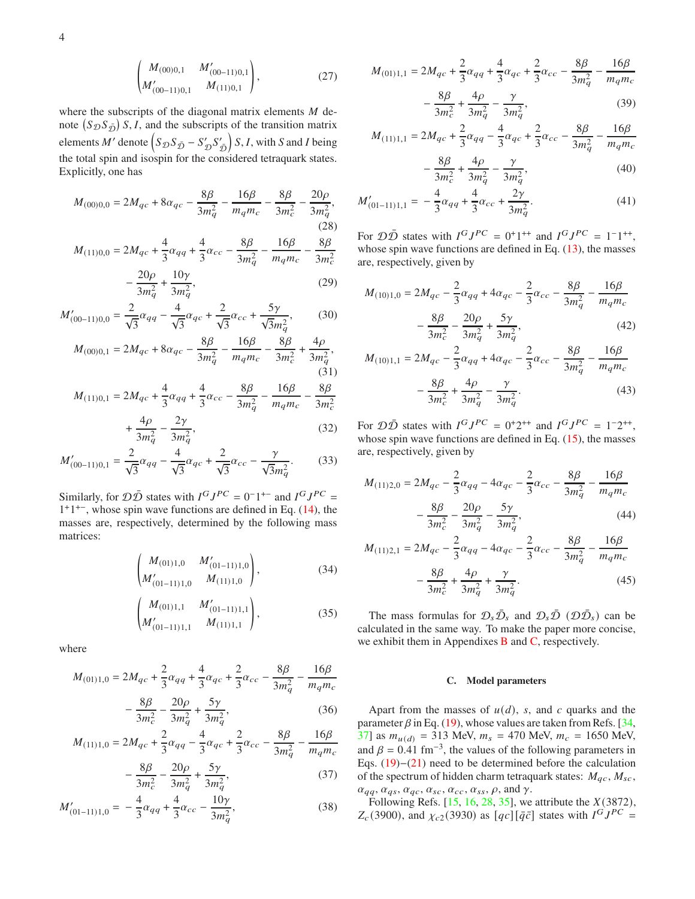$$
\begin{pmatrix} M_{(00)0,1} & M'_{(00-11)0,1} \\ M'_{(00-11)0,1} & M_{(11)0,1} \end{pmatrix}, \tag{27}
$$

where the subscripts of the diagonal matrix elements $M$ denote $\left(S_{\mathcal{D}}S_{\bar{\mathcal{D}}}\right) S, I$, and the subscripts of the transition matrix elements $M'$ denote $\left(S_{\mathcal{D}}S_{\bar{\mathcal{D}}} - S'_{\mathcal{D}}S'_{\bar{\mathcal{D}}}\right) S, I$, with $S$ and $I$ being the total spin and isospin for the considered tetraquark states. Explicitly, one has

$$
M_{(00)0,0} = 2M_{qc} + 8\alpha_{qc} - \frac{8\beta}{3m_q^2} - \frac{16\beta}{m_q m_c} - \frac{8\beta}{3m_c^2} - \frac{20\rho}{3m_q^2}, \tag{28}
$$

$$
M_{(11)0,0} = 2M_{qc} + \frac{4}{3}\alpha_{qq} + \frac{4}{3}\alpha_{cc} - \frac{8\beta}{3m_q^2} - \frac{16\beta}{m_q m_c} - \frac{8\beta}{3m_c^2} - \frac{20\rho}{3m_q^2} + \frac{10\gamma}{3m_q^2}, \tag{29}
$$

$$
M'_{(00-11)0,0} = \frac{2}{\sqrt{3}}\alpha_{qq} - \frac{4}{\sqrt{3}}\alpha_{qc} + \frac{2}{\sqrt{3}}\alpha_{cc} + \frac{5\gamma}{\sqrt{3}m_q^2}, \tag{30}
$$

$$
M_{(00)0,1} = 2M_{qc} + 8\alpha_{qc} - \frac{8\beta}{3m_q^2} - \frac{16\beta}{m_q m_c} - \frac{8\beta}{3m_c^2} + \frac{4\rho}{3m_q^2}, \tag{31}
$$

$$
M_{(11)0,1} = 2M_{qc} + \frac{4}{3}\alpha_{qq} + \frac{4}{3}\alpha_{cc} - \frac{8\beta}{3m_q^2} - \frac{16\beta}{m_q m_c} - \frac{8\beta}{3m_c^2} + \frac{4\rho}{3m_q^2} - \frac{2\gamma}{3m_q^2}, \tag{32}
$$

$$
M'_{(00-11)0,1} = \frac{2}{\sqrt{3}}\alpha_{qq} - \frac{4}{\sqrt{3}}\alpha_{qc} + \frac{2}{\sqrt{3}}\alpha_{cc} - \frac{\gamma}{\sqrt{3}m_q^2}. \tag{33}
$$

Similarly, for $\mathcal{D}\bar{\mathcal{D}}$ states with $I^G J^{PC} = 0^- 1^{+-}$ and $I^G J^{PC} = 1^+ 1^{+-}$, whose spin wave functions are defined in Eq. (14), the masses are, respectively, determined by the following mass matrices:

$$
\begin{pmatrix} M_{(01)1,0} & M'_{(01-11)1,0} \\ M'_{(01-11)1,0} & M_{(11)1,0} \end{pmatrix}, \tag{34}
$$

$$
\begin{pmatrix} M_{(01)1,1} & M'_{(01-11)1,1} \\ M'_{(01-11)1,1} & M_{(11)1,1} \end{pmatrix}, \tag{35}
$$

where

$$
M_{(01)1,0} = 2M_{qc} + \frac{2}{3}\alpha_{qq} + \frac{4}{3}\alpha_{qc} + \frac{2}{3}\alpha_{cc} - \frac{8\beta}{3m_q^2} - \frac{16\beta}{m_q m_c} - \frac{8\beta}{3m_c^2} - \frac{20\rho}{3m_q^2} + \frac{5\gamma}{3m_q^2}, \tag{36}
$$

$$
M_{(11)1,0} = 2M_{qc} + \frac{2}{3}\alpha_{qq} - \frac{4}{3}\alpha_{qc} + \frac{2}{3}\alpha_{cc} - \frac{8\beta}{3m_q^2} - \frac{16\beta}{m_q m_c} - \frac{8\beta}{3m_c^2} - \frac{20\rho}{3m_q^2} + \frac{5\gamma}{3m_q^2}, \tag{37}
$$

$$
M'_{(01-11)1,0} = -\frac{4}{3}\alpha_{qq} + \frac{4}{3}\alpha_{cc} - \frac{10\gamma}{3m_q^2}, \tag{38}
$$

$$
M_{(01)1,1} = 2M_{qc} + \frac{2}{3}\alpha_{qq} + \frac{4}{3}\alpha_{qc} + \frac{2}{3}\alpha_{cc} - \frac{8\beta}{3m_q^2} - \frac{16\beta}{m_q m_c} - \frac{8\beta}{3m_c^2} + \frac{4\rho}{3m_q^2} - \frac{\gamma}{3m_q^2}, \tag{39}
$$

$$
M_{(11)1,1} = 2M_{qc} + \frac{2}{3}\alpha_{qq} - \frac{4}{3}\alpha_{qc} + \frac{2}{3}\alpha_{cc} - \frac{8\beta}{3m_q^2} - \frac{16\beta}{m_q m_c} - \frac{8\beta}{3m_c^2} + \frac{4\rho}{3m_q^2} - \frac{\gamma}{3m_q^2}, \tag{40}
$$

$$
M'_{(01-11)1,1} = -\frac{4}{3}\alpha_{qq} + \frac{4}{3}\alpha_{cc} + \frac{2\gamma}{3m_q^2}. \tag{41}
$$

For $\mathcal{D}\bar{\mathcal{D}}$ states with $I^G J^{PC} = 0^+ 1^{++}$ and $I^G J^{PC} = 1^- 1^{++}$, whose spin wave functions are defined in Eq. (13), the masses are, respectively, given by

$$
M_{(10)1,0} = 2M_{qc} - \frac{2}{3}\alpha_{qq} + 4\alpha_{qc} - \frac{2}{3}\alpha_{cc} - \frac{8\beta}{3m_q^2} - \frac{16\beta}{m_q m_c} - \frac{8\beta}{3m_c^2} - \frac{20\rho}{3m_q^2} + \frac{5\gamma}{3m_q^2}, \tag{42}
$$

$$
M_{(10)1,1} = 2M_{qc} - \frac{2}{3}\alpha_{qq} + 4\alpha_{qc} - \frac{2}{3}\alpha_{cc} - \frac{8\beta}{3m_q^2} - \frac{16\beta}{m_q m_c} - \frac{8\beta}{3m_c^2} + \frac{4\rho}{3m_q^2} - \frac{\gamma}{3m_q^2}. \tag{43}
$$

For $\mathcal{D}\bar{\mathcal{D}}$ states with $I^G J^{PC} = 0^+ 2^{++}$ and $I^G J^{PC} = 1^- 2^{++}$, whose spin wave functions are defined in Eq. (15), the masses are, respectively, given by

$$
M_{(11)2,0} = 2M_{qc} - \frac{2}{3}\alpha_{qq} - 4\alpha_{qc} - \frac{2}{3}\alpha_{cc} - \frac{8\beta}{3m_q^2} - \frac{16\beta}{m_q m_c} - \frac{8\beta}{3m_c^2} - \frac{20\rho}{3m_q^2} - \frac{5\gamma}{3m_q^2}, \tag{44}
$$

$$
M_{(11)2,1} = 2M_{qc} - \frac{2}{3}\alpha_{qq} - 4\alpha_{qc} - \frac{2}{3}\alpha_{cc} - \frac{8\beta}{3m_q^2} - \frac{16\beta}{m_q m_c} - \frac{8\beta}{3m_c^2} + \frac{4\rho}{3m_q^2} + \frac{\gamma}{3m_q^2}. \tag{45}
$$

The mass formulas for $\mathcal{D}_s\bar{\mathcal{D}}_s$ and $\mathcal{D}_s\bar{\mathcal{D}}$ ($\mathcal{D}\bar{\mathcal{D}}_s$) can be calculated in the same way. To make the paper more concise, we exhibit them in Appendixes B and C, respectively.

### C. Model parameters

Apart from the masses of $u(d)$, $s$, and $c$ quarks and the parameter $\beta$ in Eq. (19), whose values are taken from Refs. [34, 37] as $m_{u(d)} = 313$ MeV, $m_s = 470$ MeV, $m_c = 1650$ MeV, and $\beta = 0.41$ fm$^{-3}$, the values of the following parameters in Eqs. (19)–(21) need to be determined before the calculation of the spectrum of hidden charm tetraquark states: $M_{qc}$, $M_{sc}$, $\alpha_{qq}$, $\alpha_{qs}$, $\alpha_{qc}$, $\alpha_{sc}$, $\alpha_{cc}$, $\alpha_{ss}$, $\rho$, and $\gamma$.

Following Refs. [15, 16, 28, 35], we attribute the $X(3872)$, $Z_c(3900)$, and $\chi_{c2}(3930)$ as $[qc][\bar{q}\bar{c}]$ states with $I^G J^{PC} =$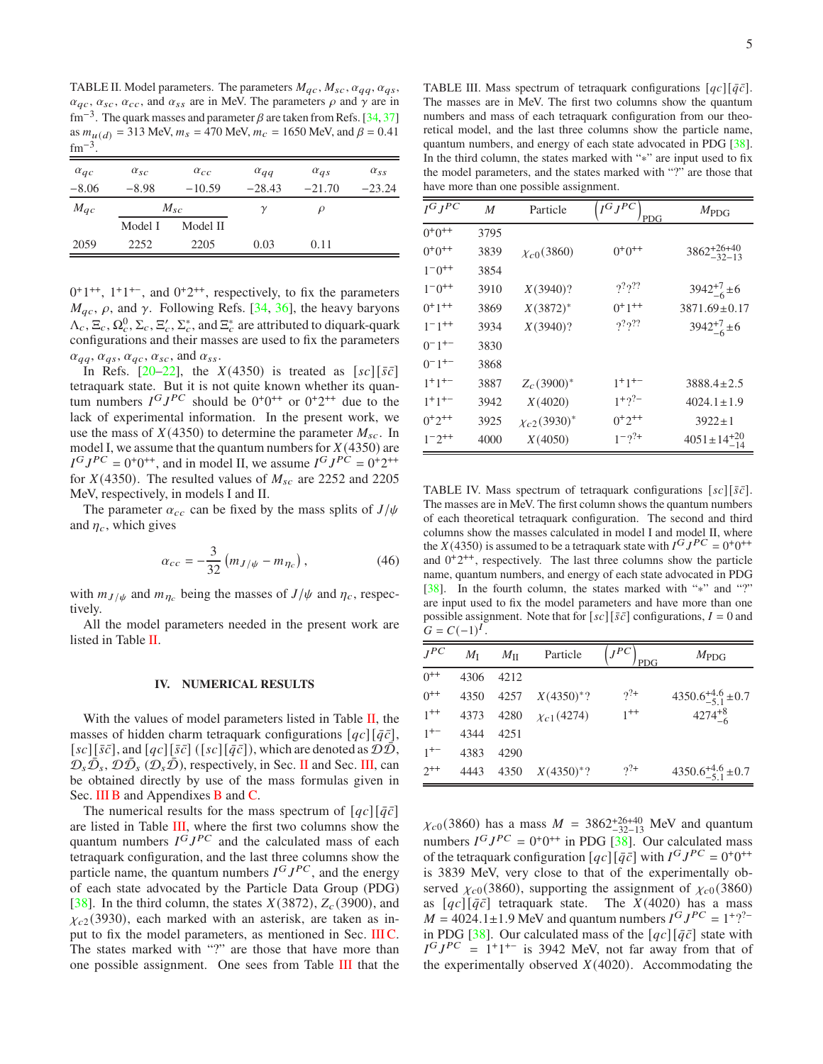TABLE II. Model parameters. The parameters $M_{qc}$, $M_{sc}$, $\alpha_{qq}$, $\alpha_{qs}$, $\alpha_{qc}$, $\alpha_{sc}$, $\alpha_{cc}$, and $\alpha_{ss}$ are in MeV. The parameters $\rho$ and $\gamma$ are in fm$^{-3}$. The quark masses and parameter $\beta$ are taken from Refs. [34, 37] as $m_{u(d)} = 313$ MeV, $m_s = 470$ MeV, $m_c = 1650$ MeV, and $\beta = 0.41$ fm$^{-3}$.

| $\alpha_{qc}$ | $\alpha_{sc}$ | $\alpha_{cc}$ | $\alpha_{qq}$ | $\alpha_{qs}$ | $\alpha_{ss}$ |
|---|---|---|---|---|---|
| $-8.06$ | $-8.98$ | $-10.59$ | $-28.43$ | $-21.70$ | $-23.24$ |
| $M_{qc}$ | $M_{sc}$ | | $\gamma$ | $\rho$ | |
| | Model I | Model II | | | |
| 2059 | 2252 | 2205 | 0.03 | 0.11 | |

$0^+1^{++}$, $1^+1^{+-}$, and $0^+2^{++}$, respectively, to fix the parameters $M_{qc}$, $\rho$, and $\gamma$. Following Refs. [34, 36], the heavy baryons $\Lambda_c$, $\Xi_c$, $\Omega_c^0$, $\Sigma_c$, $\Xi_c'$, $\Sigma_c^*$, and $\Xi_c^*$ are attributed to diquark-quark configurations and their masses are used to fix the parameters $\alpha_{qq}$, $\alpha_{qs}$, $\alpha_{qc}$, $\alpha_{sc}$, and $\alpha_{ss}$.

In Refs. [20–22], the $X(4350)$ is treated as $[sc][\bar{s}\bar{c}]$ tetraquark state. But it is not quite known whether its quantum numbers $I^GJ^{PC}$ should be $0^+0^{++}$ or $0^+2^{++}$ due to the lack of experimental information. In the present work, we use the mass of $X(4350)$ to determine the parameter $M_{sc}$. In model I, we assume that the quantum numbers for $X(4350)$ are $I^GJ^{PC} = 0^+0^{++}$, and in model II, we assume $I^GJ^{PC} = 0^+2^{++}$ for $X(4350)$. The resulted values of $M_{sc}$ are 2252 and 2205 MeV, respectively, in models I and II.

The parameter $\alpha_{cc}$ can be fixed by the mass splits of $J/\psi$ and $\eta_c$, which gives

$$\alpha_{cc} = -\frac{3}{32}\left(m_{J/\psi} - m_{\eta_c}\right), \tag{46}$$

with $m_{J/\psi}$ and $m_{\eta_c}$ being the masses of $J/\psi$ and $\eta_c$, respectively.

All the model parameters needed in the present work are listed in Table II.

## IV. NUMERICAL RESULTS

With the values of model parameters listed in Table II, the masses of hidden charm tetraquark configurations $[qc][\bar{q}\bar{c}]$, $[sc][\bar{s}\bar{c}]$, and $[qc][\bar{s}\bar{c}]$ ($[sc][\bar{q}\bar{c}]$), which are denoted as $\mathcal{D}\bar{\mathcal{D}}$, $\mathcal{D}_s\bar{\mathcal{D}}_s$, $\mathcal{D}\bar{\mathcal{D}}_s$ ($\mathcal{D}_s\bar{\mathcal{D}}$), respectively, in Sec. II and Sec. III, can be obtained directly by use of the mass formulas given in Sec. III B and Appendixes B and C.

The numerical results for the mass spectrum of $[qc][\bar{q}\bar{c}]$ are listed in Table III, where the first two columns show the quantum numbers $I^GJ^{PC}$ and the calculated mass of each tetraquark configuration, and the last three columns show the particle name, the quantum numbers $I^GJ^{PC}$, and the energy of each state advocated by the Particle Data Group (PDG) [38]. In the third column, the states $X(3872)$, $Z_c(3900)$, and $\chi_{c2}(3930)$, each marked with an asterisk, are taken as input to fix the model parameters, as mentioned in Sec. III C. The states marked with "?" are those that have more than one possible assignment. One sees from Table III that the $\chi_{c0}(3860)$ has a mass $M = 3862^{+26+40}_{-32-13}$ MeV and quantum numbers $I^GJ^{PC} = 0^+0^{++}$ in PDG [38]. Our calculated mass of the tetraquark configuration $[qc][\bar{q}\bar{c}]$ with $I^GJ^{PC} = 0^+0^{++}$ is 3839 MeV, very close to that of the experimentally observed $\chi_{c0}(3860)$, supporting the assignment of $\chi_{c0}(3860)$ as $[qc][\bar{q}\bar{c}]$ tetraquark state. The $X(4020)$ has a mass $M = 4024.1 \pm 1.9$ MeV and quantum numbers $I^GJ^{PC} = 1^+?^{?-}$ in PDG [38]. Our calculated mass of the $[qc][\bar{q}\bar{c}]$ state with $I^GJ^{PC} = 1^+1^{+-}$ is 3942 MeV, not far away from that of the experimentally observed $X(4020)$. Accommodating the

TABLE III. Mass spectrum of tetraquark configurations $[qc][\bar{q}\bar{c}]$. The masses are in MeV. The first two columns show the quantum numbers and mass of each tetraquark configuration from our theoretical model, and the last three columns show the particle name, quantum numbers, and energy of each state advocated in PDG [38]. In the third column, the states marked with "*" are input used to fix the model parameters, and the states marked with "?" are those that have more than one possible assignment.

| $I^GJ^{PC}$ | $M$ | Particle | $\left(I^GJ^{PC}\right)_{\rm PDG}$ | $M_{\rm PDG}$ |
|---|---|---|---|---|
| $0^+0^{++}$ | 3795 | | | |
| $0^+0^{++}$ | 3839 | $\chi_{c0}(3860)$ | $0^+0^{++}$ | $3862^{+26+40}_{-32-13}$ |
| $1^-0^{++}$ | 3854 | | | |
| $1^-0^{++}$ | 3910 | $X(3940)$? | $?^??^{??}$ | $3942^{+7}_{-6} \pm 6$ |
| $0^+1^{++}$ | 3869 | $X(3872)^*$ | $0^+1^{++}$ | $3871.69 \pm 0.17$ |
| $1^-1^{++}$ | 3934 | $X(3940)$? | $?^??^{??}$ | $3942^{+7}_{-6} \pm 6$ |
| $0^-1^{+-}$ | 3830 | | | |
| $0^-1^{+-}$ | 3868 | | | |
| $1^+1^{+-}$ | 3887 | $Z_c(3900)^*$ | $1^+1^{+-}$ | $3888.4 \pm 2.5$ |
| $1^+1^{+-}$ | 3942 | $X(4020)$ | $1^+?^{?-}$ | $4024.1 \pm 1.9$ |
| $0^+2^{++}$ | 3925 | $\chi_{c2}(3930)^*$ | $0^+2^{++}$ | $3922 \pm 1$ |
| $1^-2^{++}$ | 4000 | $X(4050)$ | $1^-?^{?+}$ | $4051 \pm 14^{+20}_{-14}$ |

TABLE IV. Mass spectrum of tetraquark configurations $[sc][\bar{s}\bar{c}]$. The masses are in MeV. The first column shows the quantum numbers of each theoretical tetraquark configuration. The second and third columns show the masses calculated in model I and model II, where the $X(4350)$ is assumed to be a tetraquark state with $I^GJ^{PC} = 0^+0^{++}$ and $0^+2^{++}$, respectively. The last three columns show the particle name, quantum numbers, and energy of each state advocated in PDG [38]. In the fourth column, the states marked with "*" and "?" are input used to fix the model parameters and have more than one possible assignment. Note that for $[sc][\bar{s}\bar{c}]$ configurations, $I = 0$ and $G = C(-1)^I$.

| $J^{PC}$ | $M_{\rm I}$ | $M_{\rm II}$ | Particle | $\left(J^{PC}\right)_{\rm PDG}$ | $M_{\rm PDG}$ |
|---|---|---|---|---|---|
| $0^{++}$ | 4306 | 4212 | | | |
| $0^{++}$ | 4350 | 4257 | $X(4350)^*$? | $?^{?+}$ | $4350.6^{+4.6}_{-5.1} \pm 0.7$ |
| $1^{++}$ | 4373 | 4280 | $\chi_{c1}(4274)$ | $1^{++}$ | $4274^{+8}_{-6}$ |
| $1^{+-}$ | 4344 | 4251 | | | |
| $1^{+-}$ | 4383 | 4290 | | | |
| $2^{++}$ | 4443 | 4350 | $X(4350)^*$? | $?^{?+}$ | $4350.6^{+4.6}_{-5.1} \pm 0.7$ |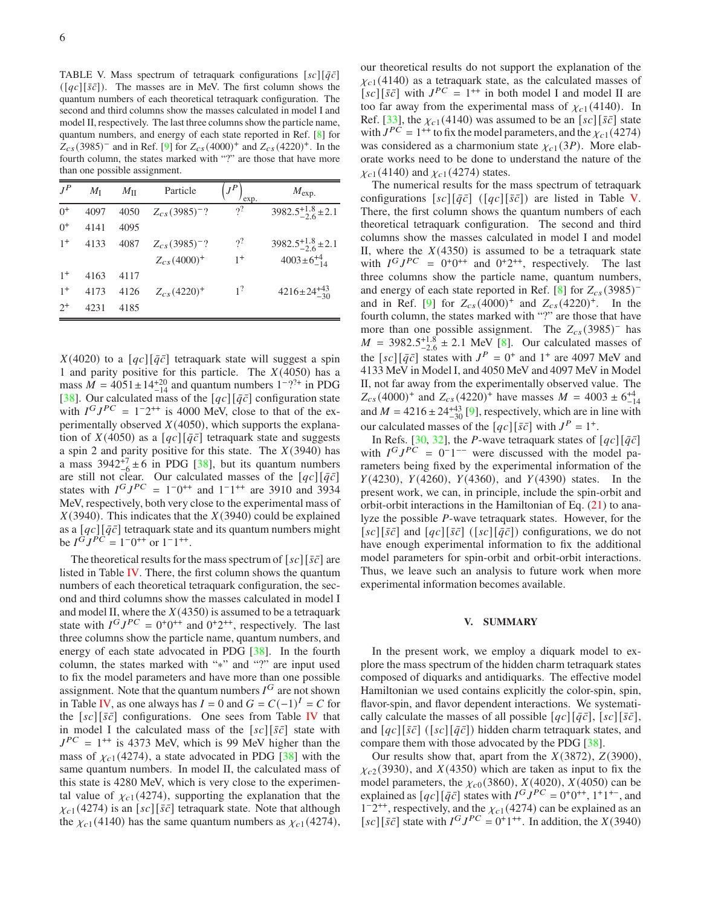TABLE V. Mass spectrum of tetraquark configurations $[sc][\bar{q}\bar{c}]$ ($[qc][\bar{s}\bar{c}]$). The masses are in MeV. The first column shows the quantum numbers of each theoretical tetraquark configuration. The second and third columns show the masses calculated in model I and model II, respectively. The last three columns show the particle name, quantum numbers, and energy of each state reported in Ref. [8] for $Z_{cs}(3985)^-$ and in Ref. [9] for $Z_{cs}(4000)^+$ and $Z_{cs}(4220)^+$. In the fourth column, the states marked with "?" are those that have more than one possible assignment.

| $J^P$ | $M_{\rm I}$ | $M_{\rm II}$ | Particle | $\left(J^P\right)_{\rm exp.}$ | $M_{\rm exp.}$ |
|---|---|---|---|---|---|
| $0^+$ | 4097 | 4050 | $Z_{cs}(3985)^-$? | $?^?$ | $3982.5^{+1.8}_{-2.6}\pm 2.1$ |
| $0^+$ | 4141 | 4095 | | | |
| $1^+$ | 4133 | 4087 | $Z_{cs}(3985)^-$? | $?^?$ | $3982.5^{+1.8}_{-2.6}\pm 2.1$ |
| | | | $Z_{cs}(4000)^+$ | $1^+$ | $4003\pm 6^{+4}_{-14}$ |
| $1^+$ | 4163 | 4117 | | | |
| $1^+$ | 4173 | 4126 | $Z_{cs}(4220)^+$ | $1^?$ | $4216\pm 24^{+43}_{-30}$ |
| $2^+$ | 4231 | 4185 | | | |

$X(4020)$ to a $[qc][\bar{q}\bar{c}]$ tetraquark state will suggest a spin 1 and parity positive for this particle. The $X(4050)$ has a mass $M = 4051 \pm 14^{+20}_{-14}$ and quantum numbers $1^-?^{?+}$ in PDG [38]. Our calculated mass of the $[qc][\bar{q}\bar{c}]$ configuration state with $I^G J^{PC} = 1^- 2^{++}$ is 4000 MeV, close to that of the experimentally observed $X(4050)$, which supports the explanation of $X(4050)$ as a $[qc][\bar{q}\bar{c}]$ tetraquark state and suggests a spin 2 and parity positive for this state. The $X(3940)$ has a mass $3942^{+7}_{-6} \pm 6$ in PDG [38], but its quantum numbers are still not clear. Our calculated masses of the $[qc][\bar{q}\bar{c}]$ states with $I^G J^{PC} = 1^- 0^{++}$ and $1^- 1^{++}$ are 3910 and 3934 MeV, respectively, both very close to the experimental mass of $X(3940)$. This indicates that the $X(3940)$ could be explained as a $[qc][\bar{q}\bar{c}]$ tetraquark state and its quantum numbers might be $I^G J^{PC} = 1^- 0^{++}$ or $1^- 1^{++}$.

The theoretical results for the mass spectrum of $[sc][\bar{s}\bar{c}]$ are listed in Table IV. There, the first column shows the quantum numbers of each theoretical tetraquark configuration, the second and third columns show the masses calculated in model I and model II, where the $X(4350)$ is assumed to be a tetraquark state with $I^G J^{PC} = 0^+ 0^{++}$ and $0^+ 2^{++}$, respectively. The last three columns show the particle name, quantum numbers, and energy of each state advocated in PDG [38]. In the fourth column, the states marked with "*" and "?" are input used to fix the model parameters and have more than one possible assignment. Note that the quantum numbers $I^G$ are not shown in Table IV, as one always has $I = 0$ and $G = C(-1)^I = C$ for the $[sc][\bar{s}\bar{c}]$ configurations. One sees from Table IV that in model I the calculated mass of the $[sc][\bar{s}\bar{c}]$ state with $J^{PC} = 1^{++}$ is 4373 MeV, which is 99 MeV higher than the mass of $\chi_{c1}(4274)$, a state advocated in PDG [38] with the same quantum numbers. In model II, the calculated mass of this state is 4280 MeV, which is very close to the experimental value of $\chi_{c1}(4274)$, supporting the explanation that the $\chi_{c1}(4274)$ is an $[sc][\bar{s}\bar{c}]$ tetraquark state. Note that although the $\chi_{c1}(4140)$ has the same quantum numbers as $\chi_{c1}(4274)$, our theoretical results do not support the explanation of the $\chi_{c1}(4140)$ as a tetraquark state, as the calculated masses of $[sc][\bar{s}\bar{c}]$ with $J^{PC} = 1^{++}$ in both model I and model II are too far away from the experimental mass of $\chi_{c1}(4140)$. In Ref. [33], the $\chi_{c1}(4140)$ was assumed to be an $[sc][\bar{s}\bar{c}]$ state with $J^{PC} = 1^{++}$ to fix the model parameters, and the $\chi_{c1}(4274)$ was considered as a charmonium state $\chi_{c1}(3P)$. More elaborate works need to be done to understand the nature of the $\chi_{c1}(4140)$ and $\chi_{c1}(4274)$ states.

The numerical results for the mass spectrum of tetraquark configurations $[sc][\bar{q}\bar{c}]$ ($[qc][\bar{s}\bar{c}]$) are listed in Table V. There, the first column shows the quantum numbers of each theoretical tetraquark configuration. The second and third columns show the masses calculated in model I and model II, where the $X(4350)$ is assumed to be a tetraquark state with $I^G J^{PC} = 0^+ 0^{++}$ and $0^+ 2^{++}$, respectively. The last three columns show the particle name, quantum numbers, and energy of each state reported in Ref. [8] for $Z_{cs}(3985)^-$ and in Ref. [9] for $Z_{cs}(4000)^+$ and $Z_{cs}(4220)^+$. In the fourth column, the states marked with "?" are those that have more than one possible assignment. The $Z_{cs}(3985)^-$ has $M = 3982.5^{+1.8}_{-2.6} \pm 2.1$ MeV [8]. Our calculated masses of the $[sc][\bar{q}\bar{c}]$ states with $J^P = 0^+$ and $1^+$ are 4097 MeV and 4133 MeV in Model I, and 4050 MeV and 4097 MeV in Model II, not far away from the experimentally observed value. The $Z_{cs}(4000)^+$ and $Z_{cs}(4220)^+$ have masses $M = 4003 \pm 6^{+4}_{-14}$ and $M = 4216 \pm 24^{+43}_{-30}$ [9], respectively, which are in line with our calculated masses of the $[qc][\bar{s}\bar{c}]$ with $J^P = 1^+$.

In Refs. [30, 32], the $P$-wave tetraquark states of $[qc][\bar{q}\bar{c}]$ with $I^G J^{PC} = 0^- 1^{--}$ were discussed with the model parameters being fixed by the experimental information of the $Y(4230)$, $Y(4260)$, $Y(4360)$, and $Y(4390)$ states. In the present work, we can, in principle, include the spin-orbit and orbit-orbit interactions in the Hamiltonian of Eq. (21) to analyze the possible $P$-wave tetraquark states. However, for the $[sc][\bar{s}\bar{c}]$ and $[qc][\bar{s}\bar{c}]$ ($[sc][\bar{q}\bar{c}]$) configurations, we do not have enough experimental information to fix the additional model parameters for spin-orbit and orbit-orbit interactions. Thus, we leave such an analysis to future work when more experimental information becomes available.

## V. SUMMARY

In the present work, we employ a diquark model to explore the mass spectrum of the hidden charm tetraquark states composed of diquarks and antidiquarks. The effective model Hamiltonian we used contains explicitly the color-spin, spin, flavor-spin, and flavor dependent interactions. We systematically calculate the masses of all possible $[qc][\bar{q}\bar{c}]$, $[sc][\bar{s}\bar{c}]$, and $[qc][\bar{s}\bar{c}]$ ($[sc][\bar{q}\bar{c}]$) hidden charm tetraquark states, and compare them with those advocated by the PDG [38].

Our results show that, apart from the $X(3872)$, $Z(3900)$, $\chi_{c2}(3930)$, and $X(4350)$ which are taken as input to fix the model parameters, the $\chi_{c0}(3860)$, $X(4020)$, $X(4050)$ can be explained as $[qc][\bar{q}\bar{c}]$ states with $I^G J^{PC} = 0^+ 0^{++}$, $1^+ 1^{+-}$, and $1^- 2^{++}$, respectively, and the $\chi_{c1}(4274)$ can be explained as an $[sc][\bar{s}\bar{c}]$ state with $I^G J^{PC} = 0^+ 1^{++}$. In addition, the $X(3940)$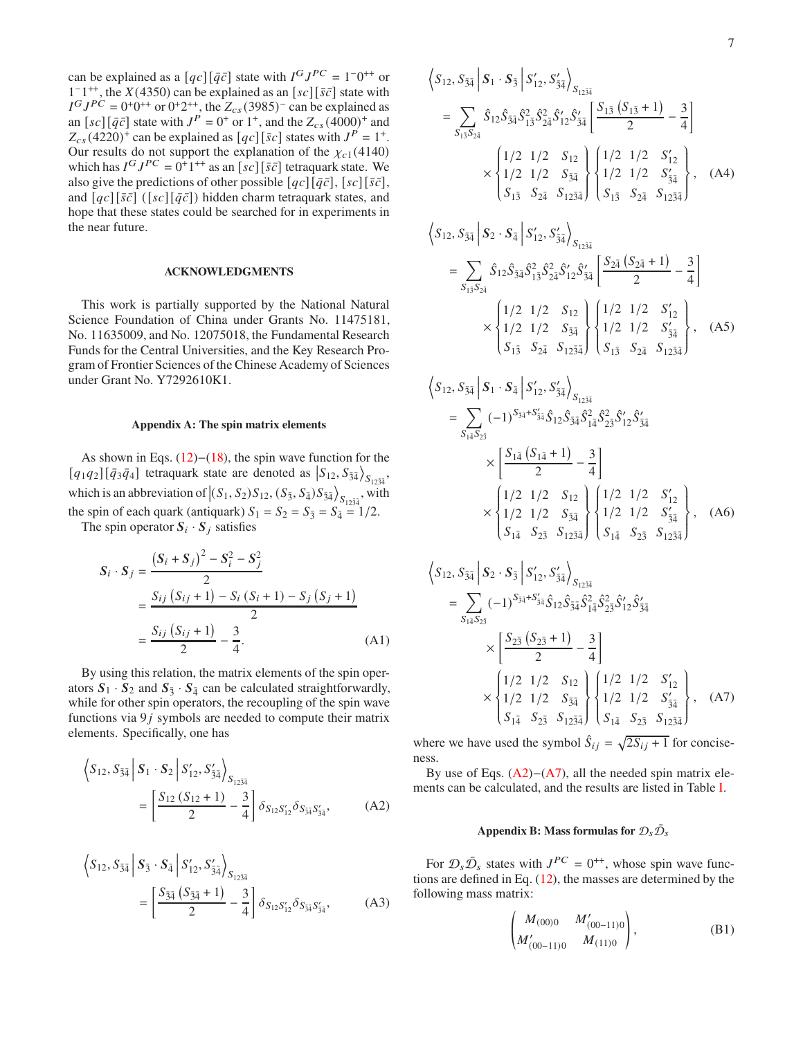can be explained as a $[qc][\bar{q}\bar{c}]$ state with $I^G J^{PC} = 1^- 0^{++}$ or $1^- 1^{++}$, the $X(4350)$ can be explained as an $[sc][\bar{s}\bar{c}]$ state with $I^G J^{PC} = 0^+ 0^{++}$ or $0^+ 2^{++}$, the $Z_{cs}(3985)^-$ can be explained as an $[sc][\bar{q}\bar{c}]$ state with $J^P = 0^+$ or $1^+$, and the $Z_{cs}(4000)^+$ and $Z_{cs}(4220)^+$ can be explained as $[qc][\bar{s}\bar{c}]$ states with $J^P = 1^+$. Our results do not support the explanation of the $\chi_{c1}(4140)$ which has $I^G J^{PC} = 0^+ 1^{++}$ as an $[sc][\bar{s}\bar{c}]$ tetraquark state. We also give the predictions of other possible $[qc][\bar{q}\bar{c}]$, $[sc][\bar{s}\bar{c}]$, and $[qc][\bar{s}\bar{c}]$ ($[sc][\bar{q}\bar{c}]$) hidden charm tetraquark states, and hope that these states could be searched for in experiments in the near future.

## ACKNOWLEDGMENTS

This work is partially supported by the National Natural Science Foundation of China under Grants No. 11475181, No. 11635009, and No. 12075018, the Fundamental Research Funds for the Central Universities, and the Key Research Program of Frontier Sciences of the Chinese Academy of Sciences under Grant No. Y7292610K1.

### Appendix A: The spin matrix elements

As shown in Eqs. (12)–(18), the spin wave function for the $[q_1 q_2][\bar{q}_3 \bar{q}_4]$ tetraquark state are denoted as $|S_{12}, S_{\bar{3}\bar{4}}\rangle_{S_{12\bar{3}\bar{4}}}$, which is an abbreviation of $|(S_1, S_2)S_{12}, (S_{\bar{3}}, S_{\bar{4}})S_{\bar{3}\bar{4}}\rangle_{S_{12\bar{3}\bar{4}}}$, with the spin of each quark (antiquark) $S_1 = S_2 = S_{\bar{3}} = S_{\bar{4}} = 1/2$.

The spin operator $\boldsymbol{S}_i \cdot \boldsymbol{S}_j$ satisfies

$$
\begin{aligned}
\boldsymbol{S}_i \cdot \boldsymbol{S}_j &= \frac{(\boldsymbol{S}_i + \boldsymbol{S}_j)^2 - \boldsymbol{S}_i^2 - \boldsymbol{S}_j^2}{2} \\
&= \frac{S_{ij}(S_{ij}+1) - S_i(S_i+1) - S_j(S_j+1)}{2} \\
&= \frac{S_{ij}(S_{ij}+1)}{2} - \frac{3}{4}.
\end{aligned} \tag{A1}
$$

By using this relation, the matrix elements of the spin operators $\boldsymbol{S}_1 \cdot \boldsymbol{S}_2$ and $\boldsymbol{S}_{\bar{3}} \cdot \boldsymbol{S}_{\bar{4}}$ can be calculated straightforwardly, while for other spin operators, the recoupling of the spin wave functions via $9j$ symbols are needed to compute their matrix elements. Specifically, one has

$$
\left\langle S_{12}, S_{\bar{3}\bar{4}} \middle| \boldsymbol{S}_1 \cdot \boldsymbol{S}_2 \middle| S_{12}', S_{\bar{3}\bar{4}}' \right\rangle_{S_{12\bar{3}\bar{4}}} = \left[\frac{S_{12}(S_{12}+1)}{2} - \frac{3}{4}\right] \delta_{S_{12}S_{12}'} \delta_{S_{\bar{3}\bar{4}}S_{\bar{3}\bar{4}}'}, \tag{A2}
$$

$$
\left\langle S_{12}, S_{\bar{3}\bar{4}} \middle| \boldsymbol{S}_{\bar{3}} \cdot \boldsymbol{S}_{\bar{4}} \middle| S_{12}', S_{\bar{3}\bar{4}}' \right\rangle_{S_{12\bar{3}\bar{4}}} = \left[\frac{S_{\bar{3}\bar{4}}(S_{\bar{3}\bar{4}}+1)}{2} - \frac{3}{4}\right] \delta_{S_{12}S_{12}'} \delta_{S_{\bar{3}\bar{4}}S_{\bar{3}\bar{4}}'}, \tag{A3}
$$

$$
\begin{aligned}
&\left\langle S_{12}, S_{\bar{3}\bar{4}} \middle| \boldsymbol{S}_1 \cdot \boldsymbol{S}_{\bar{3}} \middle| S_{12}', S_{\bar{3}\bar{4}}' \right\rangle_{S_{12\bar{3}\bar{4}}} \\
&= \sum_{S_{1\bar{3}} S_{2\bar{4}}} \hat{S}_{12} \hat{S}_{\bar{3}\bar{4}} \hat{S}_{1\bar{3}}^2 \hat{S}_{2\bar{4}}^2 \hat{S}_{12}' \hat{S}_{\bar{3}\bar{4}}' \left[\frac{S_{1\bar{3}}(S_{1\bar{3}}+1)}{2} - \frac{3}{4}\right] \\
&\quad \times \begin{Bmatrix} 1/2 & 1/2 & S_{12} \\ 1/2 & 1/2 & S_{\bar{3}\bar{4}} \\ S_{1\bar{3}} & S_{2\bar{4}} & S_{12\bar{3}\bar{4}} \end{Bmatrix} \begin{Bmatrix} 1/2 & 1/2 & S_{12}' \\ 1/2 & 1/2 & S_{\bar{3}\bar{4}}' \\ S_{1\bar{3}} & S_{2\bar{4}} & S_{12\bar{3}\bar{4}} \end{Bmatrix},
\end{aligned} \tag{A4}
$$

$$
\begin{aligned}
&\left\langle S_{12}, S_{\bar{3}\bar{4}} \middle| \boldsymbol{S}_2 \cdot \boldsymbol{S}_{\bar{4}} \middle| S_{12}', S_{\bar{3}\bar{4}}' \right\rangle_{S_{12\bar{3}\bar{4}}} \\
&= \sum_{S_{1\bar{3}} S_{2\bar{4}}} \hat{S}_{12} \hat{S}_{\bar{3}\bar{4}} \hat{S}_{1\bar{3}}^2 \hat{S}_{2\bar{4}}^2 \hat{S}_{12}' \hat{S}_{\bar{3}\bar{4}}' \left[\frac{S_{2\bar{4}}(S_{2\bar{4}}+1)}{2} - \frac{3}{4}\right] \\
&\quad \times \begin{Bmatrix} 1/2 & 1/2 & S_{12} \\ 1/2 & 1/2 & S_{\bar{3}\bar{4}} \\ S_{1\bar{3}} & S_{2\bar{4}} & S_{12\bar{3}\bar{4}} \end{Bmatrix} \begin{Bmatrix} 1/2 & 1/2 & S_{12}' \\ 1/2 & 1/2 & S_{\bar{3}\bar{4}}' \\ S_{1\bar{3}} & S_{2\bar{4}} & S_{12\bar{3}\bar{4}} \end{Bmatrix},
\end{aligned} \tag{A5}
$$

$$
\begin{aligned}
&\left\langle S_{12}, S_{\bar{3}\bar{4}} \middle| \boldsymbol{S}_1 \cdot \boldsymbol{S}_{\bar{4}} \middle| S_{12}', S_{\bar{3}\bar{4}}' \right\rangle_{S_{12\bar{3}\bar{4}}} \\
&= \sum_{S_{1\bar{4}} S_{2\bar{3}}} (-1)^{S_{\bar{3}\bar{4}} + S_{\bar{3}\bar{4}}'} \hat{S}_{12} \hat{S}_{\bar{3}\bar{4}} \hat{S}_{1\bar{4}}^2 \hat{S}_{2\bar{3}}^2 \hat{S}_{12}' \hat{S}_{\bar{3}\bar{4}}' \\
&\quad \times \left[\frac{S_{1\bar{4}}(S_{1\bar{4}}+1)}{2} - \frac{3}{4}\right] \\
&\quad \times \begin{Bmatrix} 1/2 & 1/2 & S_{12} \\ 1/2 & 1/2 & S_{\bar{3}\bar{4}} \\ S_{1\bar{4}} & S_{2\bar{3}} & S_{12\bar{3}\bar{4}} \end{Bmatrix} \begin{Bmatrix} 1/2 & 1/2 & S_{12}' \\ 1/2 & 1/2 & S_{\bar{3}\bar{4}}' \\ S_{1\bar{4}} & S_{2\bar{3}} & S_{12\bar{3}\bar{4}} \end{Bmatrix},
\end{aligned} \tag{A6}
$$

$$
\begin{aligned}
&\left\langle S_{12}, S_{\bar{3}\bar{4}} \middle| \boldsymbol{S}_2 \cdot \boldsymbol{S}_{\bar{3}} \middle| S_{12}', S_{\bar{3}\bar{4}}' \right\rangle_{S_{12\bar{3}\bar{4}}} \\
&= \sum_{S_{1\bar{4}} S_{2\bar{3}}} (-1)^{S_{\bar{3}\bar{4}} + S_{\bar{3}\bar{4}}'} \hat{S}_{12} \hat{S}_{\bar{3}\bar{4}} \hat{S}_{1\bar{4}}^2 \hat{S}_{2\bar{3}}^2 \hat{S}_{12}' \hat{S}_{\bar{3}\bar{4}}' \\
&\quad \times \left[\frac{S_{2\bar{3}}(S_{2\bar{3}}+1)}{2} - \frac{3}{4}\right] \\
&\quad \times \begin{Bmatrix} 1/2 & 1/2 & S_{12} \\ 1/2 & 1/2 & S_{\bar{3}\bar{4}} \\ S_{1\bar{4}} & S_{2\bar{3}} & S_{12\bar{3}\bar{4}} \end{Bmatrix} \begin{Bmatrix} 1/2 & 1/2 & S_{12}' \\ 1/2 & 1/2 & S_{\bar{3}\bar{4}}' \\ S_{1\bar{4}} & S_{2\bar{3}} & S_{12\bar{3}\bar{4}} \end{Bmatrix},
\end{aligned} \tag{A7}
$$

where we have used the symbol $\hat{S}_{ij} = \sqrt{2S_{ij}+1}$ for conciseness.

By use of Eqs. (A2)–(A7), all the needed spin matrix elements can be calculated, and the results are listed in Table I.

### Appendix B: Mass formulas for $\mathcal{D}_s \bar{\mathcal{D}}_s$

For $\mathcal{D}_s \bar{\mathcal{D}}_s$ states with $J^{PC} = 0^{++}$, whose spin wave functions are defined in Eq. (12), the masses are determined by the following mass matrix:

$$
\begin{pmatrix} M_{(00)0} & M_{(00-11)0}' \\ M_{(00-11)0}' & M_{(11)0} \end{pmatrix}, \tag{B1}
$$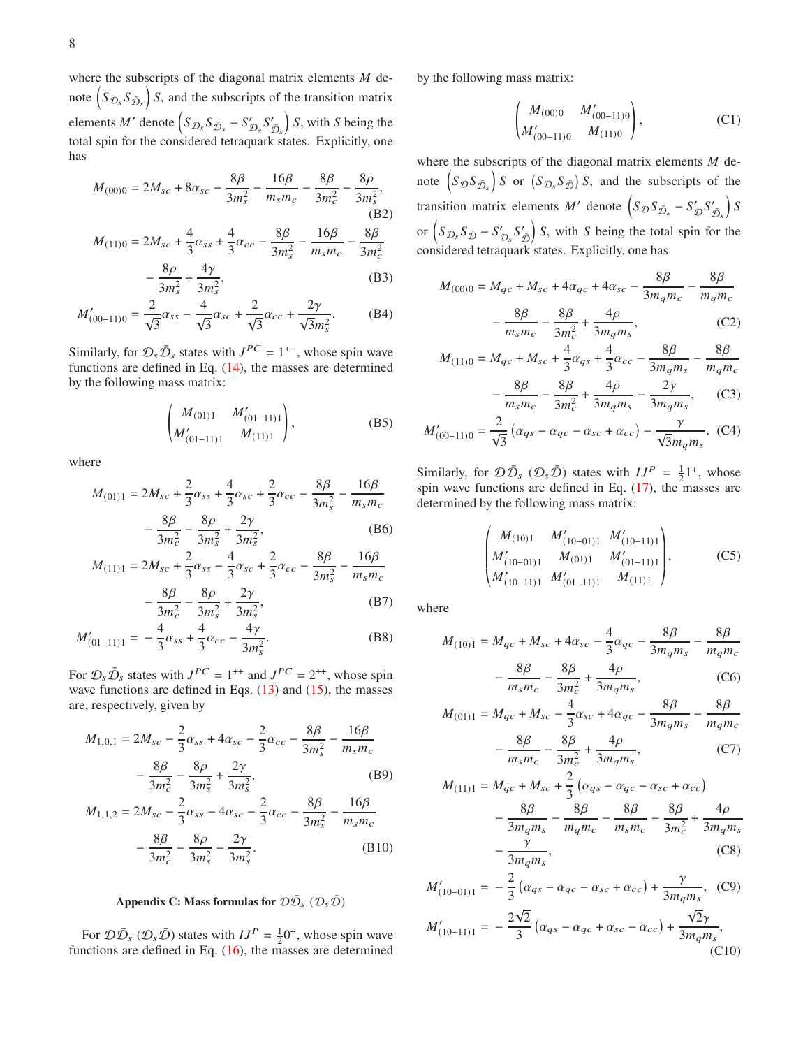where the subscripts of the diagonal matrix elements $M$ denote $\left(S_{\mathcal{D}_s} S_{\bar{\mathcal{D}}_s}\right) S$, and the subscripts of the transition matrix elements $M'$ denote $\left(S_{\mathcal{D}_s} S_{\bar{\mathcal{D}}_s} - S'_{\mathcal{D}_s} S'_{\bar{\mathcal{D}}_s}\right) S$, with $S$ being the total spin for the considered tetraquark states. Explicitly, one has

$$M_{(00)0} = 2M_{sc} + 8\alpha_{sc} - \frac{8\beta}{3m_s^2} - \frac{16\beta}{m_s m_c} - \frac{8\beta}{3m_c^2} - \frac{8\rho}{3m_s^2}, \tag{B2}$$

$$M_{(11)0} = 2M_{sc} + \frac{4}{3}\alpha_{ss} + \frac{4}{3}\alpha_{cc} - \frac{8\beta}{3m_s^2} - \frac{16\beta}{m_s m_c} - \frac{8\beta}{3m_c^2} - \frac{8\rho}{3m_s^2} + \frac{4\gamma}{3m_s^2}, \tag{B3}$$

$$M'_{(00-11)0} = \frac{2}{\sqrt{3}}\alpha_{ss} - \frac{4}{\sqrt{3}}\alpha_{sc} + \frac{2}{\sqrt{3}}\alpha_{cc} + \frac{2\gamma}{\sqrt{3}m_s^2}. \tag{B4}$$

Similarly, for $\mathcal{D}_s\bar{\mathcal{D}}_s$ states with $J^{PC} = 1^{+-}$, whose spin wave functions are defined in Eq. (14), the masses are determined by the following mass matrix:

$$\begin{pmatrix} M_{(01)1} & M'_{(01-11)1} \\ M'_{(01-11)1} & M_{(11)1} \end{pmatrix}, \tag{B5}$$

where

$$M_{(01)1} = 2M_{sc} + \frac{2}{3}\alpha_{ss} + \frac{4}{3}\alpha_{sc} + \frac{2}{3}\alpha_{cc} - \frac{8\beta}{3m_s^2} - \frac{16\beta}{m_s m_c} - \frac{8\beta}{3m_c^2} - \frac{8\rho}{3m_s^2} + \frac{2\gamma}{3m_s^2}, \tag{B6}$$

$$M_{(11)1} = 2M_{sc} + \frac{2}{3}\alpha_{ss} - \frac{4}{3}\alpha_{sc} + \frac{2}{3}\alpha_{cc} - \frac{8\beta}{3m_s^2} - \frac{16\beta}{m_s m_c} - \frac{8\beta}{3m_c^2} - \frac{8\rho}{3m_s^2} + \frac{2\gamma}{3m_s^2}, \tag{B7}$$

$$M'_{(01-11)1} = -\frac{4}{3}\alpha_{ss} + \frac{4}{3}\alpha_{cc} - \frac{4\gamma}{3m_s^2}. \tag{B8}$$

For $\mathcal{D}_s\bar{\mathcal{D}}_s$ states with $J^{PC} = 1^{++}$ and $J^{PC} = 2^{++}$, whose spin wave functions are defined in Eqs. (13) and (15), the masses are, respectively, given by

$$M_{1,0,1} = 2M_{sc} - \frac{2}{3}\alpha_{ss} + 4\alpha_{sc} - \frac{2}{3}\alpha_{cc} - \frac{8\beta}{3m_s^2} - \frac{16\beta}{m_s m_c} - \frac{8\beta}{3m_c^2} - \frac{8\rho}{3m_s^2} + \frac{2\gamma}{3m_s^2}, \tag{B9}$$

$$M_{1,1,2} = 2M_{sc} - \frac{2}{3}\alpha_{ss} - 4\alpha_{sc} - \frac{2}{3}\alpha_{cc} - \frac{8\beta}{3m_s^2} - \frac{16\beta}{m_s m_c} - \frac{8\beta}{3m_c^2} - \frac{8\rho}{3m_s^2} - \frac{2\gamma}{3m_s^2}. \tag{B10}$$

## Appendix C: Mass formulas for $\mathcal{D}\bar{\mathcal{D}}_s$ ($\mathcal{D}_s\bar{\mathcal{D}}$)

For $\mathcal{D}\bar{\mathcal{D}}_s$ ($\mathcal{D}_s\bar{\mathcal{D}}$) states with $IJ^P = \frac{1}{2}0^+$, whose spin wave functions are defined in Eq. (16), the masses are determined by the following mass matrix:

$$\begin{pmatrix} M_{(00)0} & M'_{(00-11)0} \\ M'_{(00-11)0} & M_{(11)0} \end{pmatrix}, \tag{C1}$$

where the subscripts of the diagonal matrix elements $M$ denote $\left(S_{\mathcal{D}} S_{\bar{\mathcal{D}}_s}\right) S$ or $\left(S_{\mathcal{D}_s} S_{\bar{\mathcal{D}}}\right) S$, and the subscripts of the transition matrix elements $M'$ denote $\left(S_{\mathcal{D}} S_{\bar{\mathcal{D}}_s} - S'_{\mathcal{D}} S'_{\bar{\mathcal{D}}_s}\right) S$ or $\left(S_{\mathcal{D}_s} S_{\bar{\mathcal{D}}} - S'_{\mathcal{D}_s} S'_{\bar{\mathcal{D}}}\right) S$, with $S$ being the total spin for the considered tetraquark states. Explicitly, one has

$$M_{(00)0} = M_{qc} + M_{sc} + 4\alpha_{qc} + 4\alpha_{sc} - \frac{8\beta}{3m_q m_c} - \frac{8\beta}{m_q m_c} - \frac{8\beta}{m_s m_c} - \frac{8\beta}{3m_c^2} + \frac{4\rho}{3m_q m_s}, \tag{C2}$$

$$M_{(11)0} = M_{qc} + M_{sc} + \frac{4}{3}\alpha_{qs} + \frac{4}{3}\alpha_{cc} - \frac{8\beta}{3m_q m_s} - \frac{8\beta}{m_q m_c} - \frac{8\beta}{m_s m_c} - \frac{8\beta}{3m_c^2} + \frac{4\rho}{3m_q m_s} - \frac{2\gamma}{3m_q m_s}, \tag{C3}$$

$$M'_{(00-11)0} = \frac{2}{\sqrt{3}}\left(\alpha_{qs} - \alpha_{qc} - \alpha_{sc} + \alpha_{cc}\right) - \frac{\gamma}{\sqrt{3}m_q m_s}. \tag{C4}$$

Similarly, for $\mathcal{D}\bar{\mathcal{D}}_s$ ($\mathcal{D}_s\bar{\mathcal{D}}$) states with $IJ^P = \frac{1}{2}1^+$, whose spin wave functions are defined in Eq. (17), the masses are determined by the following mass matrix:

$$\begin{pmatrix} M_{(10)1} & M'_{(10-01)1} & M'_{(10-11)1} \\ M'_{(10-01)1} & M_{(01)1} & M'_{(01-11)1} \\ M'_{(10-11)1} & M'_{(01-11)1} & M_{(11)1} \end{pmatrix}, \tag{C5}$$

where

$$M_{(10)1} = M_{qc} + M_{sc} + 4\alpha_{sc} - \frac{4}{3}\alpha_{qc} - \frac{8\beta}{3m_q m_s} - \frac{8\beta}{m_q m_c} - \frac{8\beta}{m_s m_c} - \frac{8\beta}{3m_c^2} + \frac{4\rho}{3m_q m_s}, \tag{C6}$$

$$M_{(01)1} = M_{qc} + M_{sc} - \frac{4}{3}\alpha_{sc} + 4\alpha_{qc} - \frac{8\beta}{3m_q m_s} - \frac{8\beta}{m_q m_c} - \frac{8\beta}{m_s m_c} - \frac{8\beta}{3m_c^2} + \frac{4\rho}{3m_q m_s}, \tag{C7}$$

$$M_{(11)1} = M_{qc} + M_{sc} + \frac{2}{3}\left(\alpha_{qs} - \alpha_{qc} - \alpha_{sc} + \alpha_{cc}\right) - \frac{8\beta}{3m_q m_s} - \frac{8\beta}{m_q m_c} - \frac{8\beta}{m_s m_c} - \frac{8\beta}{3m_c^2} + \frac{4\rho}{3m_q m_s} - \frac{\gamma}{3m_q m_s}, \tag{C8}$$

$$M'_{(10-01)1} = -\frac{2}{3}\left(\alpha_{qs} - \alpha_{qc} - \alpha_{sc} + \alpha_{cc}\right) + \frac{\gamma}{3m_q m_s}, \tag{C9}$$

$$M'_{(10-11)1} = -\frac{2\sqrt{2}}{3}\left(\alpha_{qs} - \alpha_{qc} + \alpha_{sc} - \alpha_{cc}\right) + \frac{\sqrt{2}\gamma}{3m_q m_s}, \tag{C10}$$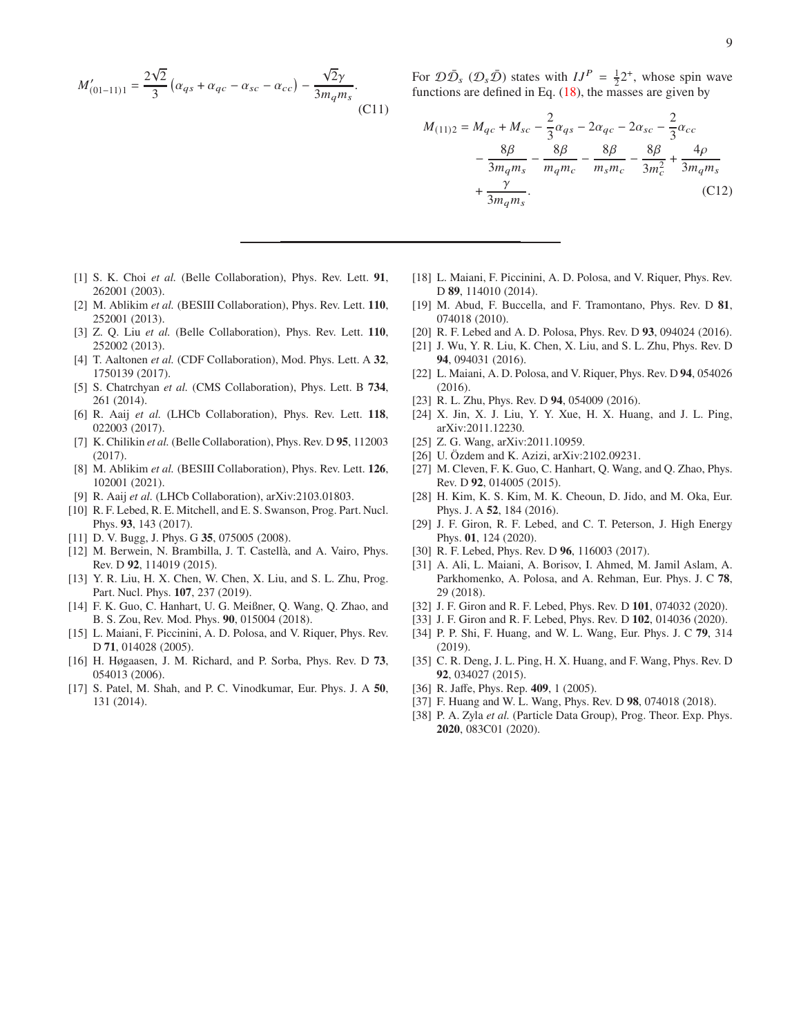$$M'_{(01-11)1} = \frac{2\sqrt{2}}{3}\left(\alpha_{qs} + \alpha_{qc} - \alpha_{sc} - \alpha_{cc}\right) - \frac{\sqrt{2}\gamma}{3m_q m_s}. \tag{C11}$$

For $\mathcal{D}\bar{\mathcal{D}}_s$ ($\mathcal{D}_s\bar{\mathcal{D}}$) states with $IJ^P = \frac{1}{2}2^+$, whose spin wave functions are defined in Eq. (18), the masses are given by

$$\begin{aligned} M_{(11)2} = M_{qc} + M_{sc} - \frac{2}{3}\alpha_{qs} - 2\alpha_{qc} - 2\alpha_{sc} - \frac{2}{3}\alpha_{cc} \\ - \frac{8\beta}{3m_q m_s} - \frac{8\beta}{m_q m_c} - \frac{8\beta}{m_s m_c} - \frac{8\beta}{3m_c^2} + \frac{4\rho}{3m_q m_s} \\ + \frac{\gamma}{3m_q m_s}. \end{aligned} \tag{C12}$$

---

[1] S. K. Choi *et al.* (Belle Collaboration), Phys. Rev. Lett. **91**, 262001 (2003).

[2] M. Ablikim *et al.* (BESIII Collaboration), Phys. Rev. Lett. **110**, 252001 (2013).

[3] Z. Q. Liu *et al.* (Belle Collaboration), Phys. Rev. Lett. **110**, 252002 (2013).

[4] T. Aaltonen *et al.* (CDF Collaboration), Mod. Phys. Lett. A **32**, 1750139 (2017).

[5] S. Chatrchyan *et al.* (CMS Collaboration), Phys. Lett. B **734**, 261 (2014).

[6] R. Aaij *et al.* (LHCb Collaboration), Phys. Rev. Lett. **118**, 022003 (2017).

[7] K. Chilikin *et al.* (Belle Collaboration), Phys. Rev. D **95**, 112003 (2017).

[8] M. Ablikim *et al.* (BESIII Collaboration), Phys. Rev. Lett. **126**, 102001 (2021).

[9] R. Aaij *et al.* (LHCb Collaboration), arXiv:2103.01803.

[10] R. F. Lebed, R. E. Mitchell, and E. S. Swanson, Prog. Part. Nucl. Phys. **93**, 143 (2017).

[11] D. V. Bugg, J. Phys. G **35**, 075005 (2008).

[12] M. Berwein, N. Brambilla, J. T. Castellà, and A. Vairo, Phys. Rev. D **92**, 114019 (2015).

[13] Y. R. Liu, H. X. Chen, W. Chen, X. Liu, and S. L. Zhu, Prog. Part. Nucl. Phys. **107**, 237 (2019).

[14] F. K. Guo, C. Hanhart, U. G. Meißner, Q. Wang, Q. Zhao, and B. S. Zou, Rev. Mod. Phys. **90**, 015004 (2018).

[15] L. Maiani, F. Piccinini, A. D. Polosa, and V. Riquer, Phys. Rev. D **71**, 014028 (2005).

[16] H. Høgaasen, J. M. Richard, and P. Sorba, Phys. Rev. D **73**, 054013 (2006).

[17] S. Patel, M. Shah, and P. C. Vinodkumar, Eur. Phys. J. A **50**, 131 (2014).

[18] L. Maiani, F. Piccinini, A. D. Polosa, and V. Riquer, Phys. Rev. D **89**, 114010 (2014).

[19] M. Abud, F. Buccella, and F. Tramontano, Phys. Rev. D **81**, 074018 (2010).

[20] R. F. Lebed and A. D. Polosa, Phys. Rev. D **93**, 094024 (2016).

[21] J. Wu, Y. R. Liu, K. Chen, X. Liu, and S. L. Zhu, Phys. Rev. D **94**, 094031 (2016).

[22] L. Maiani, A. D. Polosa, and V. Riquer, Phys. Rev. D **94**, 054026 (2016).

[23] R. L. Zhu, Phys. Rev. D **94**, 054009 (2016).

[24] X. Jin, X. J. Liu, Y. Y. Xue, H. X. Huang, and J. L. Ping, arXiv:2011.12230.

[25] Z. G. Wang, arXiv:2011.10959.

[26] U. Özdem and K. Azizi, arXiv:2102.09231.

[27] M. Cleven, F. K. Guo, C. Hanhart, Q. Wang, and Q. Zhao, Phys. Rev. D **92**, 014005 (2015).

[28] H. Kim, K. S. Kim, M. K. Cheoun, D. Jido, and M. Oka, Eur. Phys. J. A **52**, 184 (2016).

[29] J. F. Giron, R. F. Lebed, and C. T. Peterson, J. High Energy Phys. **01**, 124 (2020).

[30] R. F. Lebed, Phys. Rev. D **96**, 116003 (2017).

[31] A. Ali, L. Maiani, A. Borisov, I. Ahmed, M. Jamil Aslam, A. Parkhomenko, A. Polosa, and A. Rehman, Eur. Phys. J. C **78**, 29 (2018).

[32] J. F. Giron and R. F. Lebed, Phys. Rev. D **101**, 074032 (2020).

[33] J. F. Giron and R. F. Lebed, Phys. Rev. D **102**, 014036 (2020).

[34] P. P. Shi, F. Huang, and W. L. Wang, Eur. Phys. J. C **79**, 314 (2019).

[35] C. R. Deng, J. L. Ping, H. X. Huang, and F. Wang, Phys. Rev. D **92**, 034027 (2015).

[36] R. Jaffe, Phys. Rep. **409**, 1 (2005).

[37] F. Huang and W. L. Wang, Phys. Rev. D **98**, 074018 (2018).

[38] P. A. Zyla *et al.* (Particle Data Group), Prog. Theor. Exp. Phys. **2020**, 083C01 (2020).